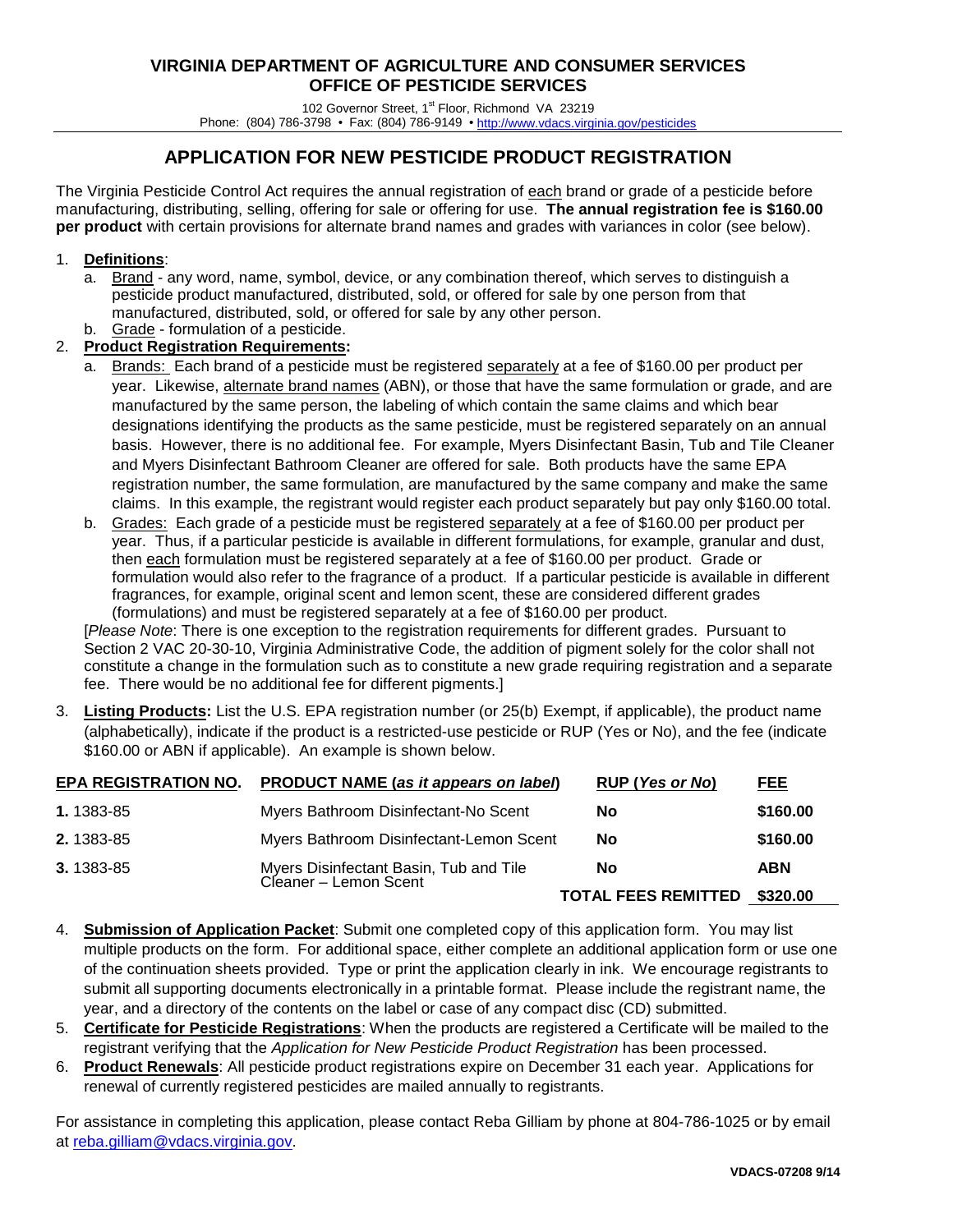# VIRGINIA DEPARTMENT OF AGRICULTURE AND CONSUMER SERVICES
## OFFICE OF PESTICIDE SERVICES

102 Governor Street, 1st Floor, Richmond VA 23219
Phone: (804) 786-3798 • Fax: (804) 786-9149 • http://www.vdacs.virginia.gov/pesticides

## APPLICATION FOR NEW PESTICIDE PRODUCT REGISTRATION

The Virginia Pesticide Control Act requires the annual registration of each brand or grade of a pesticide before manufacturing, distributing, selling, offering for sale or offering for use. **The annual registration fee is $160.00 per product** with certain provisions for alternate brand names and grades with variances in color (see below).

1. **Definitions**:
   a. Brand - any word, name, symbol, device, or any combination thereof, which serves to distinguish a pesticide product manufactured, distributed, sold, or offered for sale by one person from that manufactured, distributed, sold, or offered for sale by any other person.
   b. Grade - formulation of a pesticide.
2. **Product Registration Requirements:**
   a. Brands: Each brand of a pesticide must be registered separately at a fee of $160.00 per product per year. Likewise, alternate brand names (ABN), or those that have the same formulation or grade, and are manufactured by the same person, the labeling of which contain the same claims and which bear designations identifying the products as the same pesticide, must be registered separately on an annual basis. However, there is no additional fee. For example, Myers Disinfectant Basin, Tub and Tile Cleaner and Myers Disinfectant Bathroom Cleaner are offered for sale. Both products have the same EPA registration number, the same formulation, are manufactured by the same company and make the same claims. In this example, the registrant would register each product separately but pay only $160.00 total.
   b. Grades: Each grade of a pesticide must be registered separately at a fee of $160.00 per product per year. Thus, if a particular pesticide is available in different formulations, for example, granular and dust, then each formulation must be registered separately at a fee of $160.00 per product. Grade or formulation would also refer to the fragrance of a product. If a particular pesticide is available in different fragrances, for example, original scent and lemon scent, these are considered different grades (formulations) and must be registered separately at a fee of $160.00 per product.

   [*Please Note*: There is one exception to the registration requirements for different grades. Pursuant to Section 2 VAC 20-30-10, Virginia Administrative Code, the addition of pigment solely for the color shall not constitute a change in the formulation such as to constitute a new grade requiring registration and a separate fee. There would be no additional fee for different pigments.]
3. **Listing Products:** List the U.S. EPA registration number (or 25(b) Exempt, if applicable), the product name (alphabetically), indicate if the product is a restricted-use pesticide or RUP (Yes or No), and the fee (indicate $160.00 or ABN if applicable). An example is shown below.

| EPA REGISTRATION NO. | PRODUCT NAME (*as it appears on label*) | RUP (*Yes or No*) | FEE |
|---|---|---|---|
| **1.** 1383-85 | Myers Bathroom Disinfectant-No Scent | **No** | **$160.00** |
| **2.** 1383-85 | Myers Bathroom Disinfectant-Lemon Scent | **No** | **$160.00** |
| **3.** 1383-85 | Myers Disinfectant Basin, Tub and Tile Cleaner – Lemon Scent | **No** | **ABN** |
| | | **TOTAL FEES REMITTED** | **$320.00** |

4. **Submission of Application Packet**: Submit one completed copy of this application form. You may list multiple products on the form. For additional space, either complete an additional application form or use one of the continuation sheets provided. Type or print the application clearly in ink. We encourage registrants to submit all supporting documents electronically in a printable format. Please include the registrant name, the year, and a directory of the contents on the label or case of any compact disc (CD) submitted.
5. **Certificate for Pesticide Registrations**: When the products are registered a Certificate will be mailed to the registrant verifying that the *Application for New Pesticide Product Registration* has been processed.
6. **Product Renewals**: All pesticide product registrations expire on December 31 each year. Applications for renewal of currently registered pesticides are mailed annually to registrants.

For assistance in completing this application, please contact Reba Gilliam by phone at 804-786-1025 or by email at reba.gilliam@vdacs.virginia.gov.

**VDACS-07208 9/14**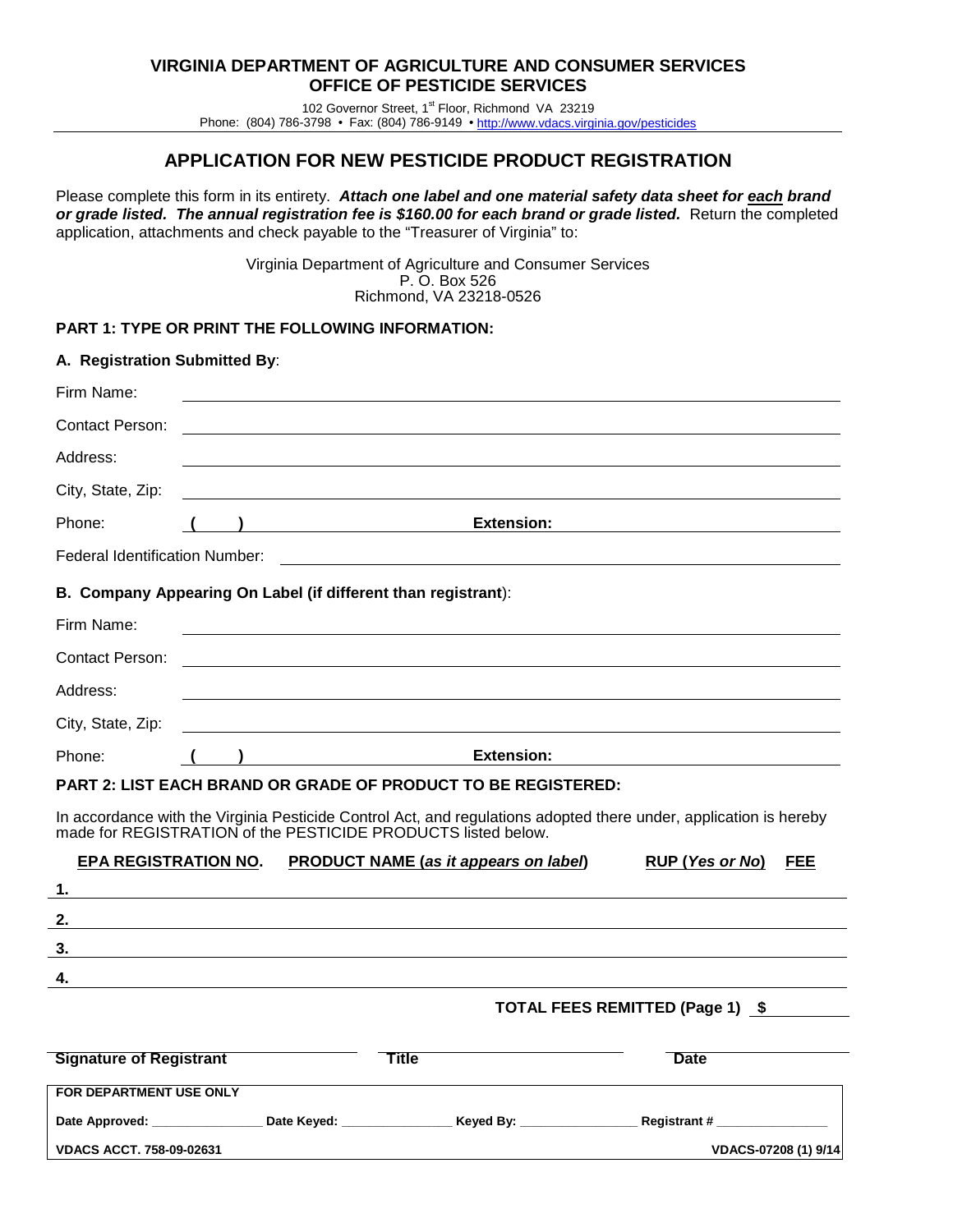# VIRGINIA DEPARTMENT OF AGRICULTURE AND CONSUMER SERVICES
## OFFICE OF PESTICIDE SERVICES

102 Governor Street, 1st Floor, Richmond VA 23219
Phone: (804) 786-3798 • Fax: (804) 786-9149 • http://www.vdacs.virginia.gov/pesticides

## APPLICATION FOR NEW PESTICIDE PRODUCT REGISTRATION

Please complete this form in its entirety. ***Attach one label and one material safety data sheet for each brand or grade listed. The annual registration fee is $160.00 for each brand or grade listed.*** Return the completed application, attachments and check payable to the "Treasurer of Virginia" to:

Virginia Department of Agriculture and Consumer Services
P. O. Box 526
Richmond, VA 23218-0526

**PART 1: TYPE OR PRINT THE FOLLOWING INFORMATION:**

**A. Registration Submitted By**:

Firm Name: ____________________

Contact Person: ____________________

Address: ____________________

City, State, Zip: ____________________

Phone: ( ) ____________________ **Extension:** ____________________

Federal Identification Number: ____________________

**B. Company Appearing On Label (if different than registrant)**:

Firm Name: ____________________

Contact Person: ____________________

Address: ____________________

City, State, Zip: ____________________

Phone: ( ) ____________________ **Extension:** ____________________

**PART 2: LIST EACH BRAND OR GRADE OF PRODUCT TO BE REGISTERED:**

In accordance with the Virginia Pesticide Control Act, and regulations adopted there under, application is hereby made for REGISTRATION of the PESTICIDE PRODUCTS listed below.

| | EPA REGISTRATION NO. | PRODUCT NAME (*as it appears on label*) | RUP (*Yes or No*) | FEE |
|---|---|---|---|---|
| 1. | | | | |
| 2. | | | | |
| 3. | | | | |
| 4. | | | | |

**TOTAL FEES REMITTED (Page 1) $** __________

| Signature of Registrant | Title | Date |
|---|---|---|
| | | |

**FOR DEPARTMENT USE ONLY**

**Date Approved:** ____________ **Date Keyed:** ____________ **Keyed By:** ____________ **Registrant #** ____________

**VDACS ACCT. 758-09-02631** **VDACS-07208 (1) 9/14**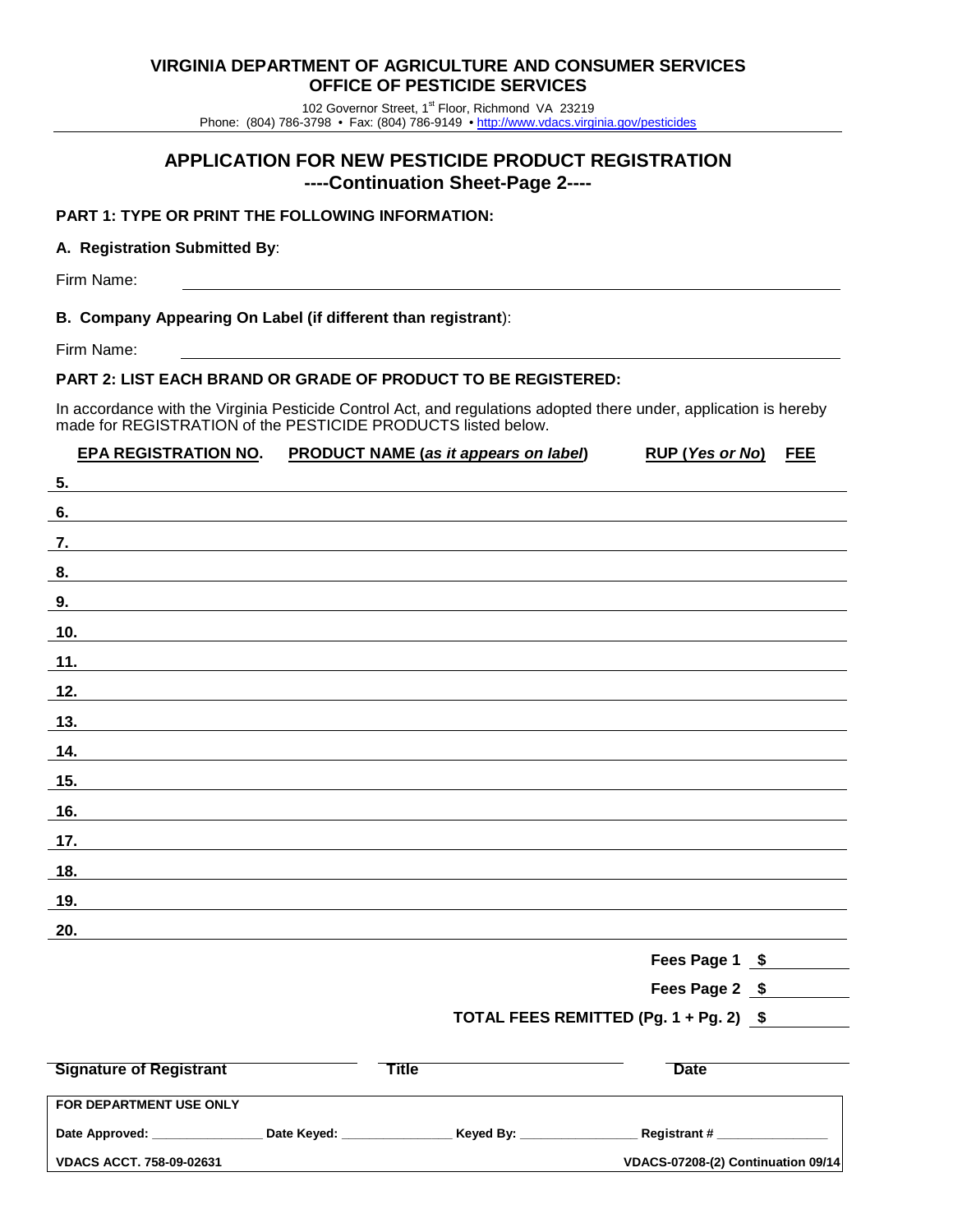# VIRGINIA DEPARTMENT OF AGRICULTURE AND CONSUMER SERVICES
## OFFICE OF PESTICIDE SERVICES

102 Governor Street, 1st Floor, Richmond VA 23219
Phone: (804) 786-3798 • Fax: (804) 786-9149 • http://www.vdacs.virginia.gov/pesticides

## APPLICATION FOR NEW PESTICIDE PRODUCT REGISTRATION
### ----Continuation Sheet-Page 2----

**PART 1: TYPE OR PRINT THE FOLLOWING INFORMATION:**

**A. Registration Submitted By**:

Firm Name: ______________________________

**B. Company Appearing On Label (if different than registrant)**:

Firm Name: ______________________________

**PART 2: LIST EACH BRAND OR GRADE OF PRODUCT TO BE REGISTERED:**

In accordance with the Virginia Pesticide Control Act, and regulations adopted there under, application is hereby made for REGISTRATION of the PESTICIDE PRODUCTS listed below.

| | EPA REGISTRATION NO. | PRODUCT NAME (*as it appears on label*) | RUP (*Yes or No*) | FEE |
|---|---|---|---|---|
| 5. | | | | |
| 6. | | | | |
| 7. | | | | |
| 8. | | | | |
| 9. | | | | |
| 10. | | | | |
| 11. | | | | |
| 12. | | | | |
| 13. | | | | |
| 14. | | | | |
| 15. | | | | |
| 16. | | | | |
| 17. | | | | |
| 18. | | | | |
| 19. | | | | |
| 20. | | | | |

**Fees Page 1** $ __________

**Fees Page 2** $ __________

**TOTAL FEES REMITTED (Pg. 1 + Pg. 2)** $ __________

| **Signature of Registrant** | **Title** | **Date** |
|---|---|---|

**FOR DEPARTMENT USE ONLY**

**Date Approved:** ________________ **Date Keyed:** ________________ **Keyed By:** ________________ **Registrant #** ________________

**VDACS ACCT. 758-09-02631** **VDACS-07208-(2) Continuation 09/14**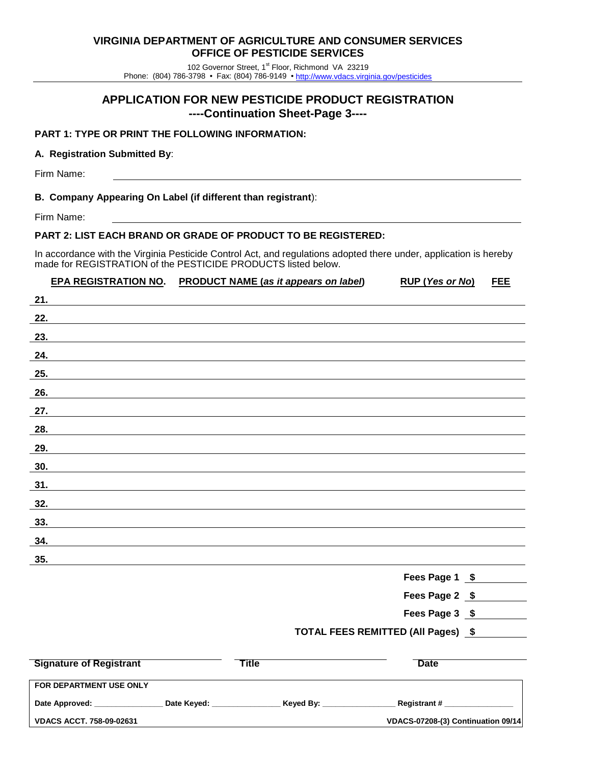**VIRGINIA DEPARTMENT OF AGRICULTURE AND CONSUMER SERVICES**
**OFFICE OF PESTICIDE SERVICES**

102 Governor Street, 1st Floor, Richmond VA 23219
Phone: (804) 786-3798 • Fax: (804) 786-9149 • http://www.vdacs.virginia.gov/pesticides

## APPLICATION FOR NEW PESTICIDE PRODUCT REGISTRATION
## ----Continuation Sheet-Page 3----

**PART 1: TYPE OR PRINT THE FOLLOWING INFORMATION:**

**A. Registration Submitted By**:

Firm Name: ______________________________

**B. Company Appearing On Label (if different than registrant)**:

Firm Name: ______________________________

**PART 2: LIST EACH BRAND OR GRADE OF PRODUCT TO BE REGISTERED:**

In accordance with the Virginia Pesticide Control Act, and regulations adopted there under, application is hereby made for REGISTRATION of the PESTICIDE PRODUCTS listed below.

| | EPA REGISTRATION NO. | PRODUCT NAME (*as it appears on label*) | RUP (*Yes or No*) | FEE |
|---|---|---|---|---|
| **21.** | | | | |
| **22.** | | | | |
| **23.** | | | | |
| **24.** | | | | |
| **25.** | | | | |
| **26.** | | | | |
| **27.** | | | | |
| **28.** | | | | |
| **29.** | | | | |
| **30.** | | | | |
| **31.** | | | | |
| **32.** | | | | |
| **33.** | | | | |
| **34.** | | | | |
| **35.** | | | | |

**Fees Page 1 $** __________

**Fees Page 2 $** __________

**Fees Page 3 $** __________

**TOTAL FEES REMITTED (All Pages) $** __________

| **Signature of Registrant** | **Title** | **Date** |
|---|---|---|

**FOR DEPARTMENT USE ONLY**

**Date Approved:** ____________ **Date Keyed:** ____________ **Keyed By:** ____________ **Registrant #** ____________

**VDACS ACCT. 758-09-02631** **VDACS-07208-(3) Continuation 09/14**